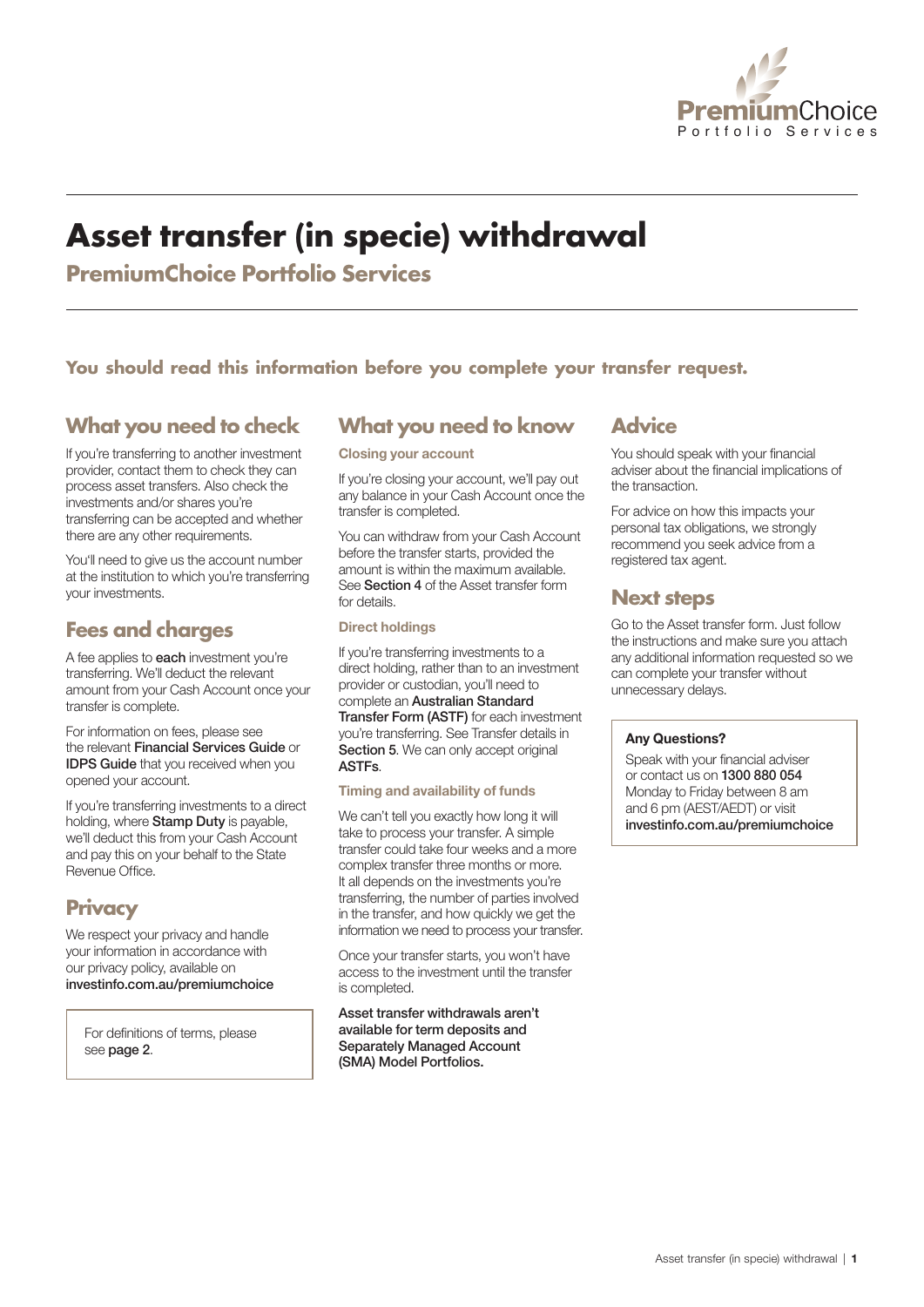# Asset transfer (in specie) withdrawal

**PremiumChoice Portfolio Services**

**You should read this information before you complete your transfer request.**

## What you need to check

If you're transferring to another investment provider, contact them to check they can process asset transfers. Also check the investments and/or shares you're transferring can be accepted and whether there are any other requirements.

You'll need to give us the account number at the institution to which you're transferring your investments.

## Fees and charges

A fee applies to **each** investment you're transferring. We'll deduct the relevant amount from your Cash Account once your transfer is complete.

For information on fees, please see the relevant **Financial Services Guide** or **IDPS Guide** that you received when you opened your account.

If you're transferring investments to a direct holding, where **Stamp Duty** is payable, we'll deduct this from your Cash Account and pay this on your behalf to the State Revenue Office.

## Privacy

We respect your privacy and handle your information in accordance with our privacy policy, available on **investinfo.com.au/premiumchoice**

For definitions of terms, please see **page 2**.

## What you need to know

### Closing your account

If you're closing your account, we'll pay out any balance in your Cash Account once the transfer is completed.

You can withdraw from your Cash Account before the transfer starts, provided the amount is within the maximum available. See **Section 4** of the Asset transfer form for details.

### Direct holdings

If you're transferring investments to a direct holding, rather than to an investment provider or custodian, you'll need to complete an **Australian Standard Transfer Form (ASTF)** for each investment you're transferring. See Transfer details in **Section 5**. We can only accept original **ASTFs**.

### Timing and availability of funds

We can't tell you exactly how long it will take to process your transfer. A simple transfer could take four weeks and a more complex transfer three months or more. It all depends on the investments you're transferring, the number of parties involved in the transfer, and how quickly we get the information we need to process your transfer.

Once your transfer starts, you won't have access to the investment until the transfer is completed.

**Asset transfer withdrawals aren't available for term deposits and Separately Managed Account (SMA) Model Portfolios.**

## Advice

You should speak with your financial adviser about the financial implications of the transaction.

For advice on how this impacts your personal tax obligations, we strongly recommend you seek advice from a registered tax agent.

## Next steps

Go to the Asset transfer form. Just follow the instructions and make sure you attach any additional information requested so we can complete your transfer without unnecessary delays.

**Any Questions?**

Speak with your financial adviser or contact us on **1300 880 054** Monday to Friday between 8 am and 6 pm (AEST/AEDT) or visit **investinfo.com.au/premiumchoice**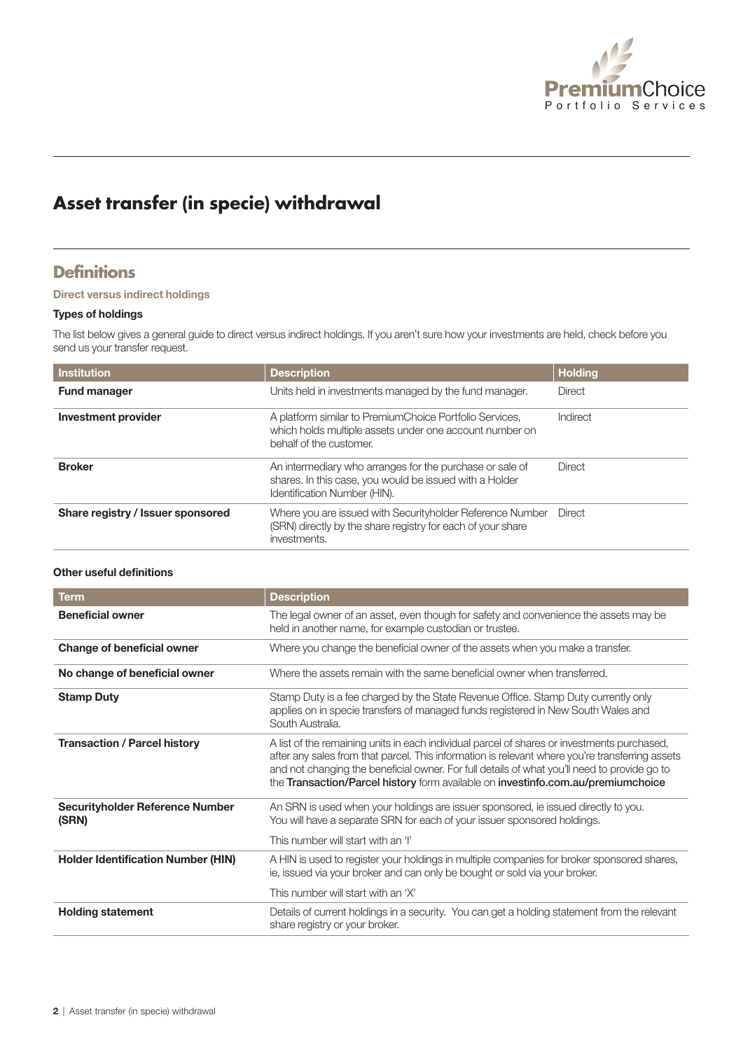# Asset transfer (in specie) withdrawal

## Definitions

### Direct versus indirect holdings

#### Types of holdings

The list below gives a general guide to direct versus indirect holdings. If you aren't sure how your investments are held, check before you send us your transfer request.

| Institution | Description | Holding |
|---|---|---|
| **Fund manager** | Units held in investments managed by the fund manager. | Direct |
| **Investment provider** | A platform similar to PremiumChoice Portfolio Services, which holds multiple assets under one account number on behalf of the customer. | Indirect |
| **Broker** | An intermediary who arranges for the purchase or sale of shares. In this case, you would be issued with a Holder Identification Number (HIN). | Direct |
| **Share registry / Issuer sponsored** | Where you are issued with Securityholder Reference Number (SRN) directly by the share registry for each of your share investments. | Direct |

#### Other useful definitions

| Term | Description |
|---|---|
| **Beneficial owner** | The legal owner of an asset, even though for safety and convenience the assets may be held in another name, for example custodian or trustee. |
| **Change of beneficial owner** | Where you change the beneficial owner of the assets when you make a transfer. |
| **No change of beneficial owner** | Where the assets remain with the same beneficial owner when transferred. |
| **Stamp Duty** | Stamp Duty is a fee charged by the State Revenue Office. Stamp Duty currently only applies on in specie transfers of managed funds registered in New South Wales and South Australia. |
| **Transaction / Parcel history** | A list of the remaining units in each individual parcel of shares or investments purchased, after any sales from that parcel. This information is relevant where you're transferring assets and not changing the beneficial owner. For full details of what you'll need to provide go to the **Transaction/Parcel history** form available on **investinfo.com.au/premiumchoice** |
| **Securityholder Reference Number (SRN)** | An SRN is used when your holdings are issuer sponsored, ie issued directly to you. You will have a separate SRN for each of your issuer sponsored holdings.<br><br>This number will start with an 'I' |
| **Holder Identification Number (HIN)** | A HIN is used to register your holdings in multiple companies for broker sponsored shares, ie, issued via your broker and can only be bought or sold via your broker.<br><br>This number will start with an 'X' |
| **Holding statement** | Details of current holdings in a security. You can get a holding statement from the relevant share registry or your broker. |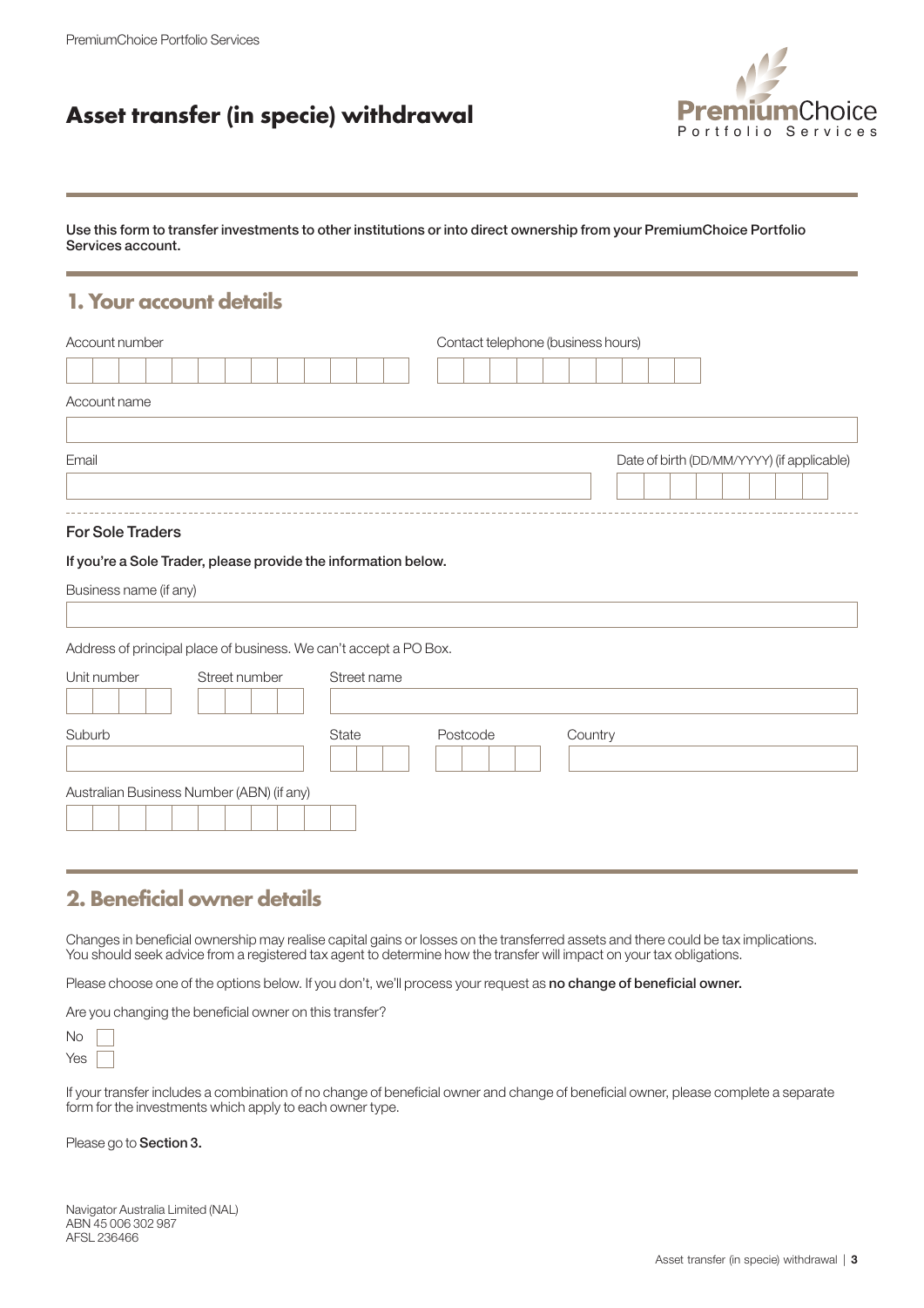# Asset transfer (in specie) withdrawal

Use this form to transfer investments to other institutions or into direct ownership from your PremiumChoice Portfolio Services account.

## 1. Your account details

Account number

Contact telephone (business hours)

Account name

Email

Date of birth (DD/MM/YYYY) (if applicable)

### For Sole Traders

**If you're a Sole Trader, please provide the information below.**

Business name (if any)

Address of principal place of business. We can't accept a PO Box.

Unit number

Street number

Street name

Suburb

State

Postcode

Country

Australian Business Number (ABN) (if any)

## 2. Beneficial owner details

Changes in beneficial ownership may realise capital gains or losses on the transferred assets and there could be tax implications. You should seek advice from a registered tax agent to determine how the transfer will impact on your tax obligations.

Please choose one of the options below. If you don't, we'll process your request as **no change of beneficial owner.**

Are you changing the beneficial owner on this transfer?

- No ☐
- Yes ☐

If your transfer includes a combination of no change of beneficial owner and change of beneficial owner, please complete a separate form for the investments which apply to each owner type.

Please go to **Section 3.**

Navigator Australia Limited (NAL)
ABN 45 006 302 987
AFSL 236466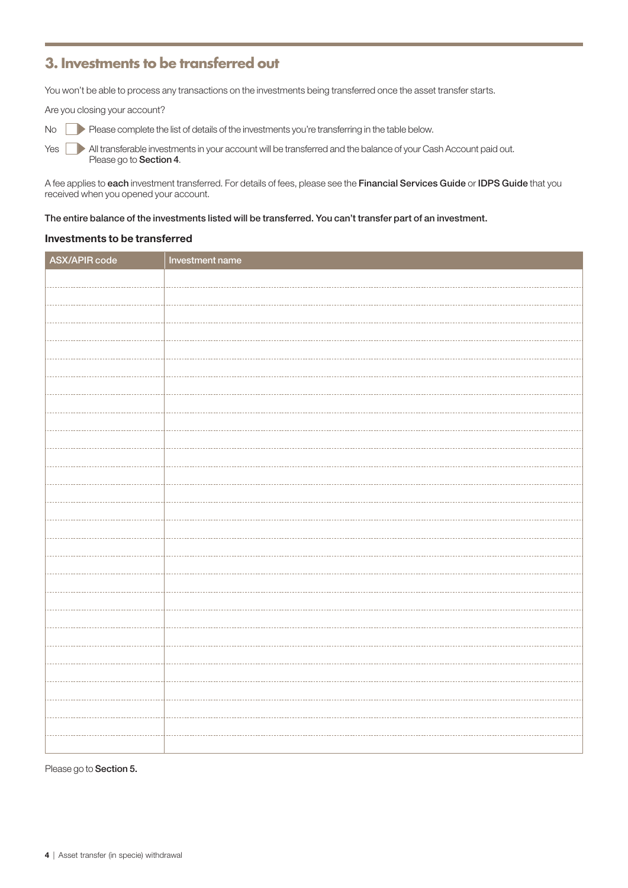## 3. Investments to be transferred out

You won't be able to process any transactions on the investments being transferred once the asset transfer starts.

Are you closing your account?

No ☐ Please complete the list of details of the investments you're transferring in the table below.

Yes ☐ All transferable investments in your account will be transferred and the balance of your Cash Account paid out. Please go to **Section 4**.

A fee applies to **each** investment transferred. For details of fees, please see the **Financial Services Guide** or **IDPS Guide** that you received when you opened your account.

**The entire balance of the investments listed will be transferred. You can't transfer part of an investment.**

### Investments to be transferred

| ASX/APIR code | Investment name |
|---|---|
| | |
| | |
| | |
| | |
| | |
| | |
| | |
| | |
| | |
| | |
| | |
| | |
| | |
| | |
| | |
| | |
| | |
| | |
| | |
| | |
| | |
| | |
| | |
| | |
| | |
| | |
| | |

Please go to **Section 5.**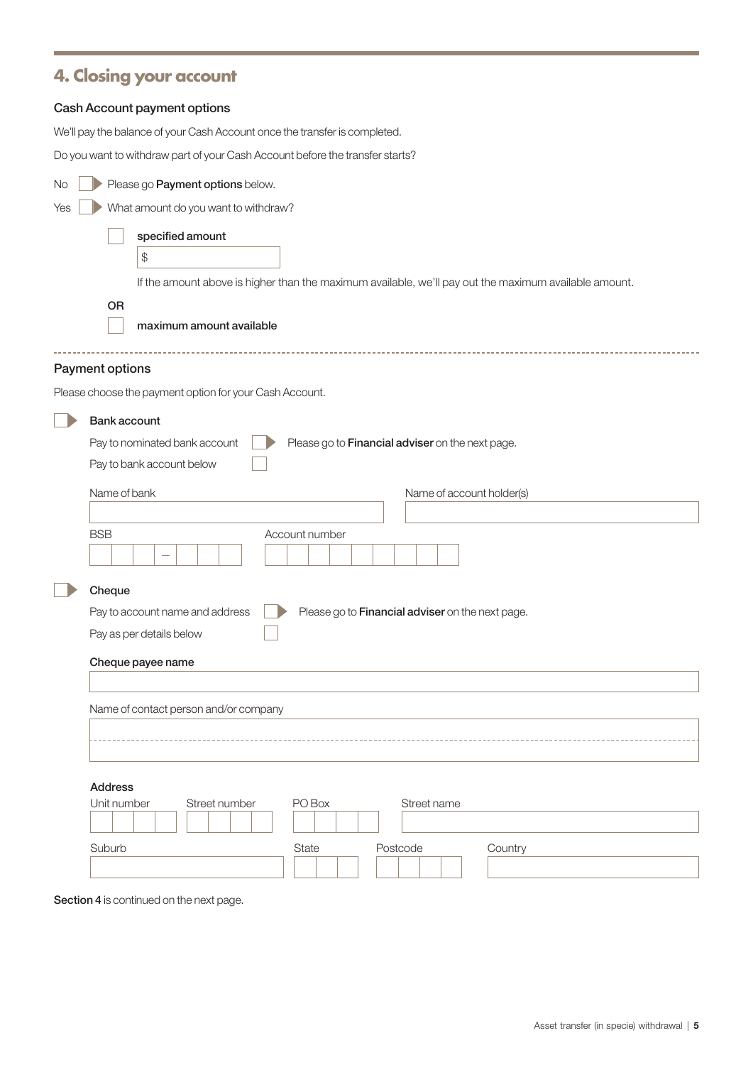## 4. Closing your account

### Cash Account payment options

We'll pay the balance of your Cash Account once the transfer is completed.

Do you want to withdraw part of your Cash Account before the transfer starts?

No ☐ Please go **Payment options** below.

Yes ☐ What amount do you want to withdraw?

☐ **specified amount**

$

If the amount above is higher than the maximum available, we'll pay out the maximum available amount.

**OR**

☐ **maximum amount available**

---

### Payment options

Please choose the payment option for your Cash Account.

☐ **Bank account**

Pay to nominated bank account ☐ Please go to **Financial adviser** on the next page.

Pay to bank account below ☐

Name of bank

Name of account holder(s)

BSB

Account number

☐ **Cheque**

Pay to account name and address ☐ Please go to **Financial adviser** on the next page.

Pay as per details below ☐

**Cheque payee name**

Name of contact person and/or company

**Address**

Unit number

Street number

PO Box

Street name

Suburb

State

Postcode

Country

**Section 4** is continued on the next page.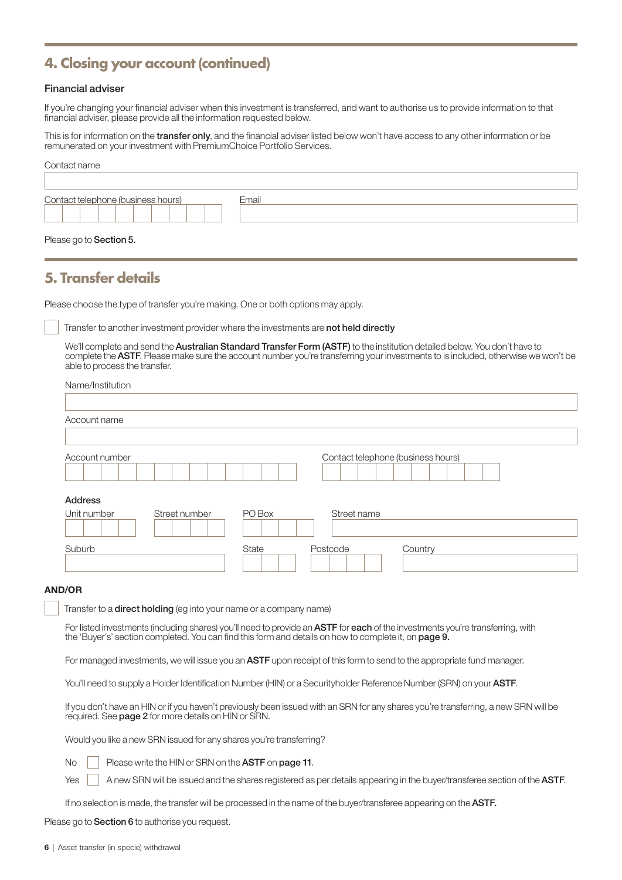## 4. Closing your account (continued)

### Financial adviser

If you're changing your financial adviser when this investment is transferred, and want to authorise us to provide information to that financial adviser, please provide all the information requested below.

This is for information on the **transfer only**, and the financial adviser listed below won't have access to any other information or be remunerated on your investment with PremiumChoice Portfolio Services.

Contact name

Contact telephone (business hours)

Email

Please go to **Section 5.**

## 5. Transfer details

Please choose the type of transfer you're making. One or both options may apply.

☐ Transfer to another investment provider where the investments are **not held directly**

We'll complete and send the **Australian Standard Transfer Form (ASTF)** to the institution detailed below. You don't have to complete the **ASTF**. Please make sure the account number you're transferring your investments to is included, otherwise we won't be able to process the transfer.

Name/Institution

Account name

Account number

Contact telephone (business hours)

**Address**

Unit number

Street number

PO Box

Street name

Suburb

State

Postcode

Country

**AND/OR**

☐ Transfer to a **direct holding** (eg into your name or a company name)

For listed investments (including shares) you'll need to provide an **ASTF** for **each** of the investments you're transferring, with the 'Buyer's' section completed. You can find this form and details on how to complete it, on **page 9.**

For managed investments, we will issue you an **ASTF** upon receipt of this form to send to the appropriate fund manager.

You'll need to supply a Holder Identification Number (HIN) or a Securityholder Reference Number (SRN) on your **ASTF**.

If you don't have an HIN or if you haven't previously been issued with an SRN for any shares you're transferring, a new SRN will be required. See **page 2** for more details on HIN or SRN.

Would you like a new SRN issued for any shares you're transferring?

No ☐ Please write the HIN or SRN on the **ASTF** on **page 11**.

Yes ☐ A new SRN will be issued and the shares registered as per details appearing in the buyer/transferee section of the **ASTF**.

If no selection is made, the transfer will be processed in the name of the buyer/transferee appearing on the **ASTF.**

Please go to **Section 6** to authorise you request.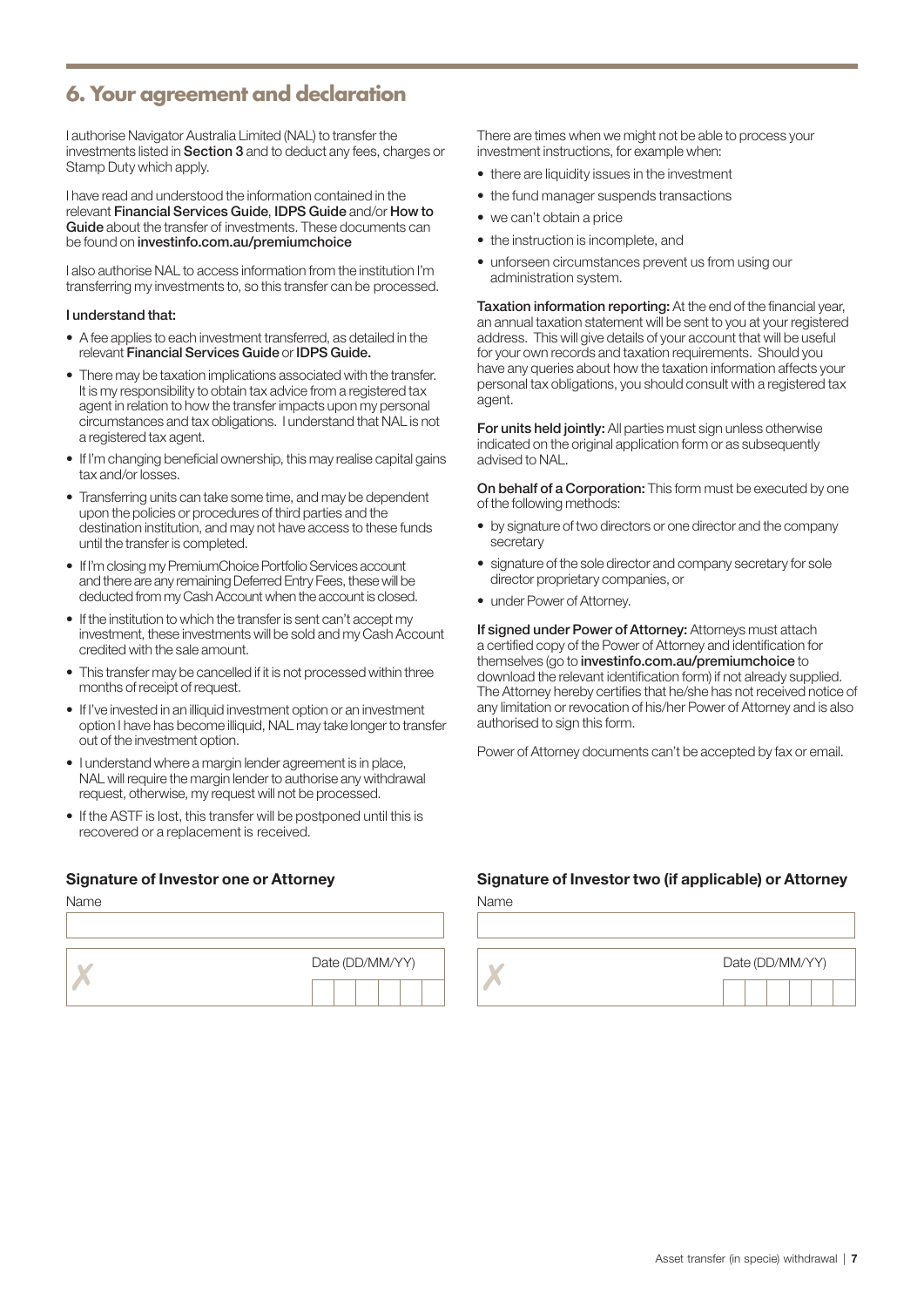# 6. Your agreement and declaration

I authorise Navigator Australia Limited (NAL) to transfer the investments listed in **Section 3** and to deduct any fees, charges or Stamp Duty which apply.

I have read and understood the information contained in the relevant **Financial Services Guide**, **IDPS Guide** and/or **How to Guide** about the transfer of investments. These documents can be found on **investinfo.com.au/premiumchoice**

I also authorise NAL to access information from the institution I'm transferring my investments to, so this transfer can be processed.

**I understand that:**

- A fee applies to each investment transferred, as detailed in the relevant **Financial Services Guide** or **IDPS Guide.**
- There may be taxation implications associated with the transfer. It is my responsibility to obtain tax advice from a registered tax agent in relation to how the transfer impacts upon my personal circumstances and tax obligations. I understand that NAL is not a registered tax agent.
- If I'm changing beneficial ownership, this may realise capital gains tax and/or losses.
- Transferring units can take some time, and may be dependent upon the policies or procedures of third parties and the destination institution, and may not have access to these funds until the transfer is completed.
- If I'm closing my PremiumChoice Portfolio Services account and there are any remaining Deferred Entry Fees, these will be deducted from my Cash Account when the account is closed.
- If the institution to which the transfer is sent can't accept my investment, these investments will be sold and my Cash Account credited with the sale amount.
- This transfer may be cancelled if it is not processed within three months of receipt of request.
- If I've invested in an illiquid investment option or an investment option I have has become illiquid, NAL may take longer to transfer out of the investment option.
- I understand where a margin lender agreement is in place, NAL will require the margin lender to authorise any withdrawal request, otherwise, my request will not be processed.
- If the ASTF is lost, this transfer will be postponed until this is recovered or a replacement is received.

There are times when we might not be able to process your investment instructions, for example when:

- there are liquidity issues in the investment
- the fund manager suspends transactions
- we can't obtain a price
- the instruction is incomplete, and
- unforseen circumstances prevent us from using our administration system.

**Taxation information reporting:** At the end of the financial year, an annual taxation statement will be sent to you at your registered address. This will give details of your account that will be useful for your own records and taxation requirements. Should you have any queries about how the taxation information affects your personal tax obligations, you should consult with a registered tax agent.

**For units held jointly:** All parties must sign unless otherwise indicated on the original application form or as subsequently advised to NAL.

**On behalf of a Corporation:** This form must be executed by one of the following methods:

- by signature of two directors or one director and the company secretary
- signature of the sole director and company secretary for sole director proprietary companies, or
- under Power of Attorney.

**If signed under Power of Attorney:** Attorneys must attach a certified copy of the Power of Attorney and identification for themselves (go to **investinfo.com.au/premiumchoice** to download the relevant identification form) if not already supplied. The Attorney hereby certifies that he/she has not received notice of any limitation or revocation of his/her Power of Attorney and is also authorised to sign this form.

Power of Attorney documents can't be accepted by fax or email.

### Signature of Investor one or Attorney

Name

✗ | Date (DD/MM/YY)

### Signature of Investor two (if applicable) or Attorney

Name

✗ | Date (DD/MM/YY)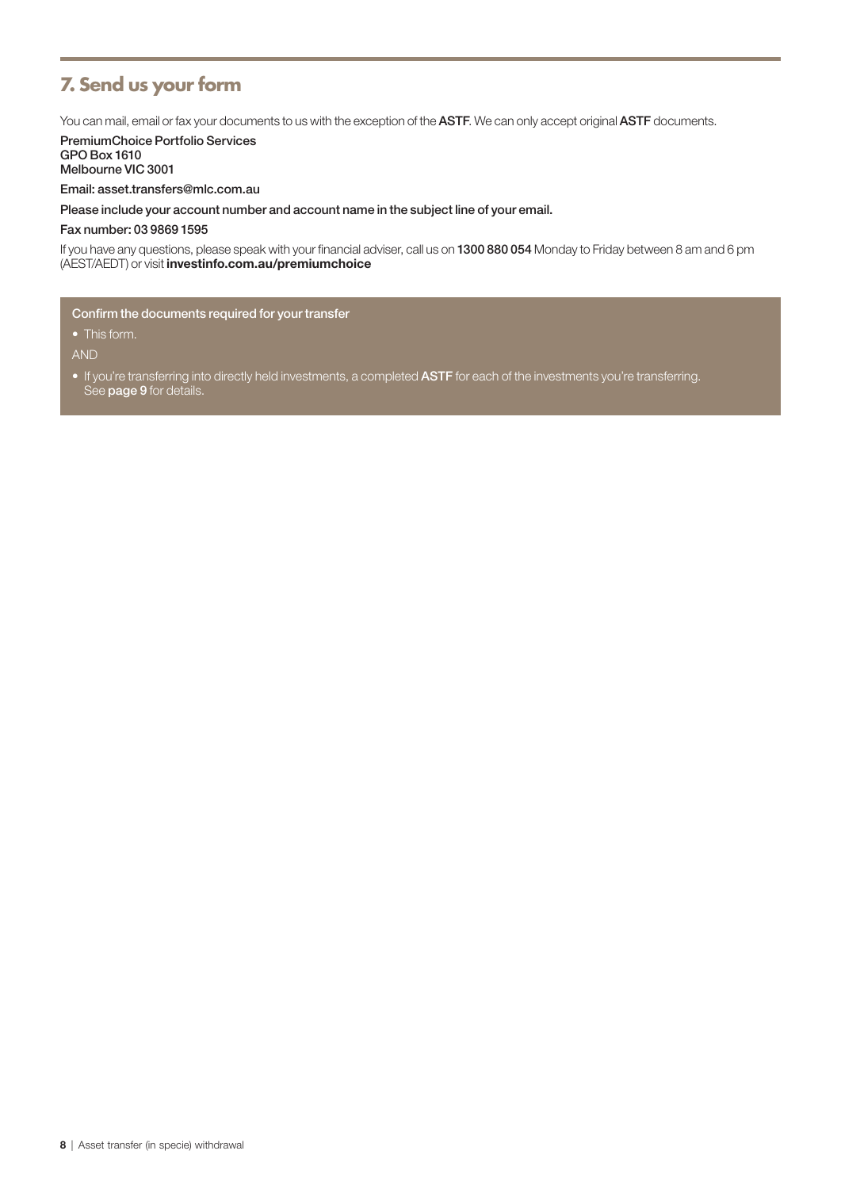## 7. Send us your form

You can mail, email or fax your documents to us with the exception of the **ASTF**. We can only accept original **ASTF** documents.

PremiumChoice Portfolio Services
GPO Box 1610
Melbourne VIC 3001

Email: asset.transfers@mlc.com.au

Please include your account number and account name in the subject line of your email.

Fax number: 03 9869 1595

If you have any questions, please speak with your financial adviser, call us on **1300 880 054** Monday to Friday between 8 am and 6 pm (AEST/AEDT) or visit **investinfo.com.au/premiumchoice**

**Confirm the documents required for your transfer**

- This form.

AND

- If you're transferring into directly held investments, a completed **ASTF** for each of the investments you're transferring. See **page 9** for details.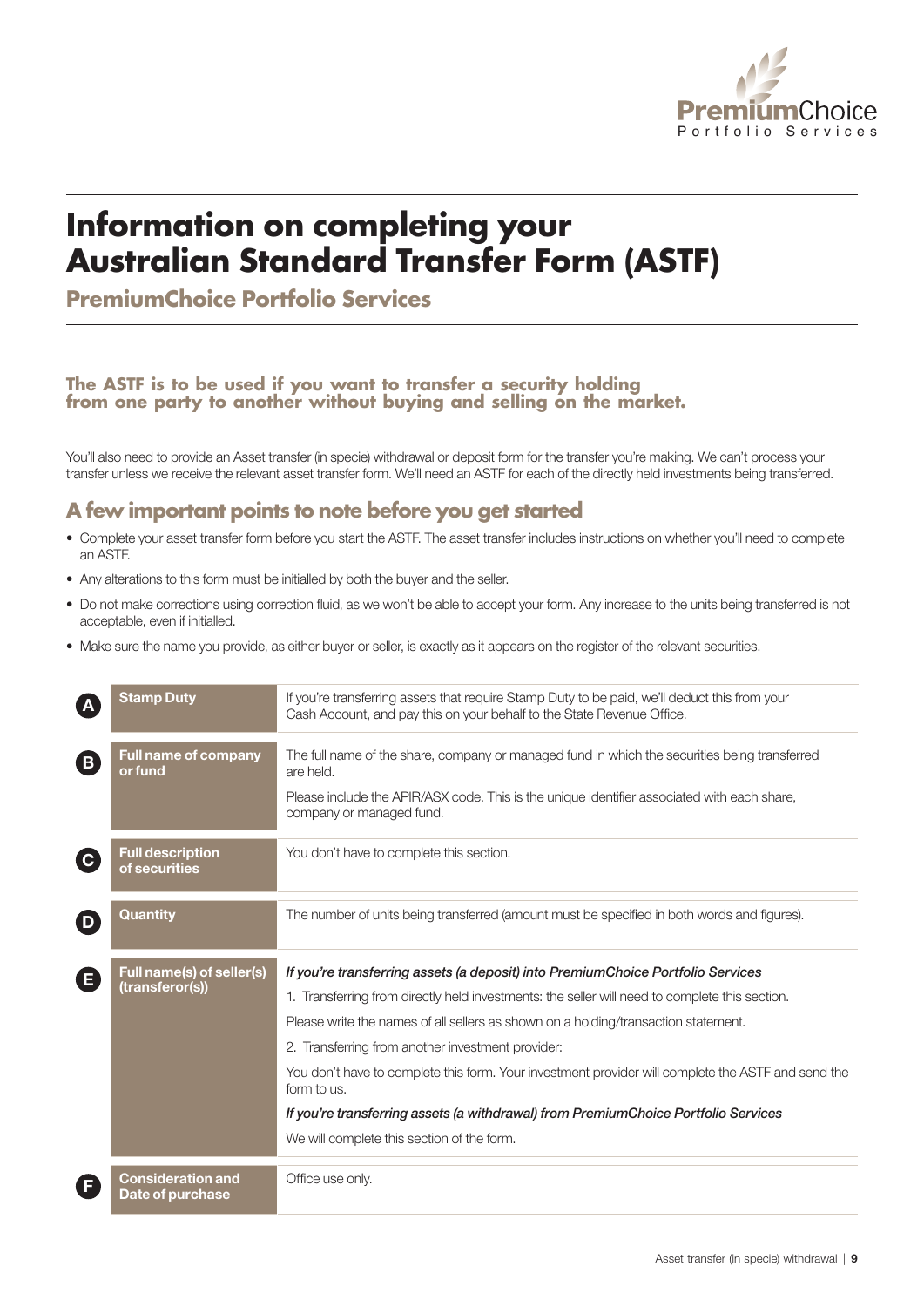# Information on completing your Australian Standard Transfer Form (ASTF)

## PremiumChoice Portfolio Services

**The ASTF is to be used if you want to transfer a security holding from one party to another without buying and selling on the market.**

You'll also need to provide an Asset transfer (in specie) withdrawal or deposit form for the transfer you're making. We can't process your transfer unless we receive the relevant asset transfer form. We'll need an ASTF for each of the directly held investments being transferred.

## A few important points to note before you get started

- Complete your asset transfer form before you start the ASTF. The asset transfer includes instructions on whether you'll need to complete an ASTF.
- Any alterations to this form must be initialled by both the buyer and the seller.
- Do not make corrections using correction fluid, as we won't be able to accept your form. Any increase to the units being transferred is not acceptable, even if initialled.
- Make sure the name you provide, as either buyer or seller, is exactly as it appears on the register of the relevant securities.

| | Section | Information |
|---|---|---|
| A | **Stamp Duty** | If you're transferring assets that require Stamp Duty to be paid, we'll deduct this from your Cash Account, and pay this on your behalf to the State Revenue Office. |
| B | **Full name of company or fund** | The full name of the share, company or managed fund in which the securities being transferred are held.<br>Please include the APIR/ASX code. This is the unique identifier associated with each share, company or managed fund. |
| C | **Full description of securities** | You don't have to complete this section. |
| D | **Quantity** | The number of units being transferred (amount must be specified in both words and figures). |
| E | **Full name(s) of seller(s) (transferor(s))** | *If you're transferring assets (a deposit) into PremiumChoice Portfolio Services*<br>1. Transferring from directly held investments: the seller will need to complete this section.<br>Please write the names of all sellers as shown on a holding/transaction statement.<br>2. Transferring from another investment provider:<br>You don't have to complete this form. Your investment provider will complete the ASTF and send the form to us.<br>*If you're transferring assets (a withdrawal) from PremiumChoice Portfolio Services*<br>We will complete this section of the form. |
| F | **Consideration and Date of purchase** | Office use only. |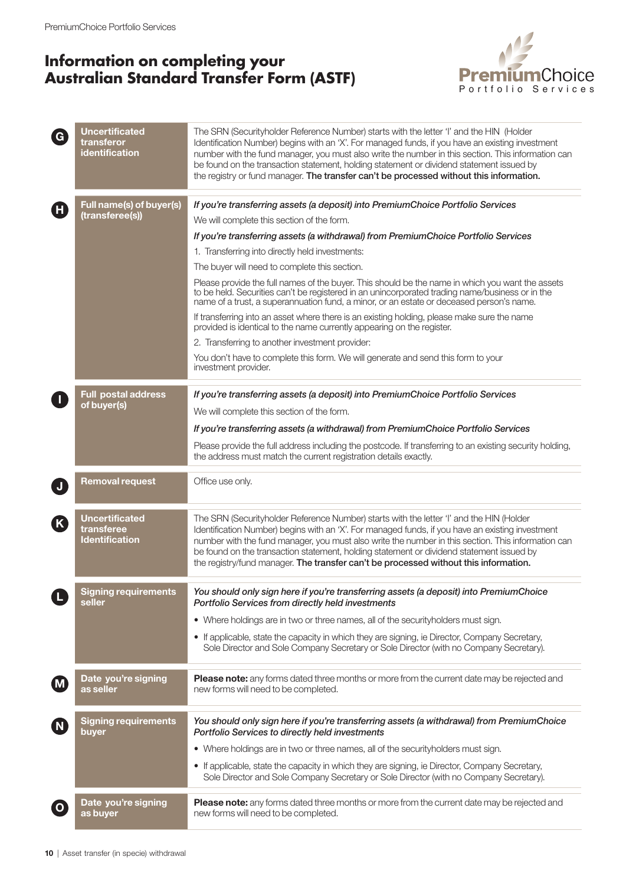# Information on completing your Australian Standard Transfer Form (ASTF)

| | | |
|---|---|---|
| G | **Uncertificated transferor identification** | The SRN (Securityholder Reference Number) starts with the letter 'I' and the HIN (Holder Identification Number) begins with an 'X'. For managed funds, if you have an existing investment number with the fund manager, you must also write the number in this section. This information can be found on the transaction statement, holding statement or dividend statement issued by the registry or fund manager. **The transfer can't be processed without this information.** |
| H | **Full name(s) of buyer(s) (transferee(s))** | *If you're transferring assets (a deposit) into PremiumChoice Portfolio Services*<br>We will complete this section of the form.<br>*If you're transferring assets (a withdrawal) from PremiumChoice Portfolio Services*<br>1. Transferring into directly held investments:<br>The buyer will need to complete this section.<br>Please provide the full names of the buyer. This should be the name in which you want the assets to be held. Securities can't be registered in an unincorporated trading name/business or in the name of a trust, a superannuation fund, a minor, or an estate or deceased person's name.<br>If transferring into an asset where there is an existing holding, please make sure the name provided is identical to the name currently appearing on the register.<br>2. Transferring to another investment provider:<br>You don't have to complete this form. We will generate and send this form to your investment provider. |
| I | **Full postal address of buyer(s)** | *If you're transferring assets (a deposit) into PremiumChoice Portfolio Services*<br>We will complete this section of the form.<br>*If you're transferring assets (a withdrawal) from PremiumChoice Portfolio Services*<br>Please provide the full address including the postcode. If transferring to an existing security holding, the address must match the current registration details exactly. |
| J | **Removal request** | Office use only. |
| K | **Uncertificated transferee Identification** | The SRN (Securityholder Reference Number) starts with the letter 'I' and the HIN (Holder Identification Number) begins with an 'X'. For managed funds, if you have an existing investment number with the fund manager, you must also write the number in this section. This information can be found on the transaction statement, holding statement or dividend statement issued by the registry/fund manager. **The transfer can't be processed without this information.** |
| L | **Signing requirements seller** | ***You should only sign here if you're transferring assets (a deposit) into PremiumChoice Portfolio Services from directly held investments***<br>• Where holdings are in two or three names, all of the securityholders must sign.<br>• If applicable, state the capacity in which they are signing, ie Director, Company Secretary, Sole Director and Sole Company Secretary or Sole Director (with no Company Secretary). |
| M | **Date you're signing as seller** | **Please note:** any forms dated three months or more from the current date may be rejected and new forms will need to be completed. |
| N | **Signing requirements buyer** | ***You should only sign here if you're transferring assets (a withdrawal) from PremiumChoice Portfolio Services to directly held investments***<br>• Where holdings are in two or three names, all of the securityholders must sign.<br>• If applicable, state the capacity in which they are signing, ie Director, Company Secretary, Sole Director and Sole Company Secretary or Sole Director (with no Company Secretary). |
| O | **Date you're signing as buyer** | **Please note:** any forms dated three months or more from the current date may be rejected and new forms will need to be completed. |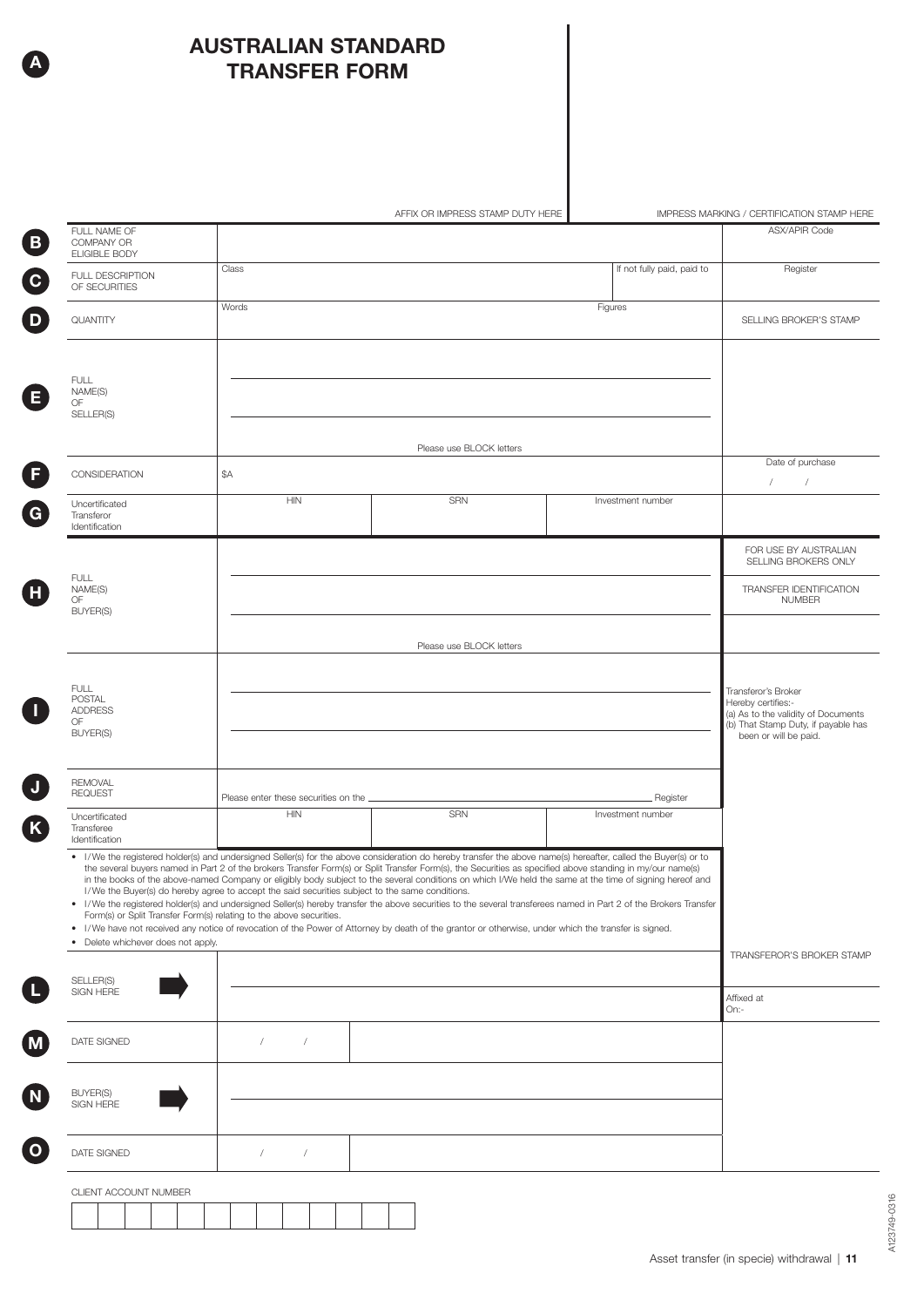# AUSTRALIAN STANDARD TRANSFER FORM

A

AFFIX OR IMPRESS STAMP DUTY HERE

IMPRESS MARKING / CERTIFICATION STAMP HERE

| | | | | | |
|---|---|---|---|---|---|
| **B** | FULL NAME OF COMPANY OR ELIGIBLE BODY | | | | ASX/APIR Code |
| **C** | FULL DESCRIPTION OF SECURITIES | Class | | If not fully paid, paid to | Register |
| **D** | QUANTITY | Words | | Figures | SELLING BROKER'S STAMP |
| **E** | FULL NAME(S) OF SELLER(S) | Please use BLOCK letters | | | |
| **F** | CONSIDERATION | $A | | | Date of purchase / / |
| **G** | Uncertificated Transferor Identification | HIN | SRN | Investment number | |
| **H** | FULL NAME(S) OF BUYER(S) | Please use BLOCK letters | | | FOR USE BY AUSTRALIAN SELLING BROKERS ONLY<br>TRANSFER IDENTIFICATION NUMBER |
| **I** | FULL POSTAL ADDRESS OF BUYER(S) | | | | Transferor's Broker Hereby certifies:-<br>(a) As to the validity of Documents<br>(b) That Stamp Duty, if payable has been or will be paid. |
| **J** | REMOVAL REQUEST | Please enter these securities on the ____ Register | | | |
| **K** | Uncertificated Transferee Identification | HIN | SRN | Investment number | |

- I/We the registered holder(s) and undersigned Seller(s) for the above consideration do hereby transfer the above name(s) hereafter, called the Buyer(s) or to the several buyers named in Part 2 of the brokers Transfer Form(s) or Split Transfer Form(s), the Securities as specified above standing in my/our name(s) in the books of the above-named Company or eligibly body subject to the several conditions on which I/We held the same at the time of signing hereof and I/We the Buyer(s) do hereby agree to accept the said securities subject to the same conditions.
- I/We the registered holder(s) and undersigned Seller(s) hereby transfer the above securities to the several transferees named in Part 2 of the Brokers Transfer Form(s) or Split Transfer Form(s) relating to the above securities.
- I/We have not received any notice of revocation of the Power of Attorney by death of the grantor or otherwise, under which the transfer is signed.
- Delete whichever does not apply.

TRANSFEROR'S BROKER STAMP

| | | | |
|---|---|---|---|
| **L** | SELLER(S) SIGN HERE | | Affixed at<br>On:- |
| **M** | DATE SIGNED | / / | |
| **N** | BUYER(S) SIGN HERE | | |
| **O** | DATE SIGNED | / / | |

CLIENT ACCOUNT NUMBER

| | | | | | | | | | | | | | |
|---|---|---|---|---|---|---|---|---|---|---|---|---|---|
| | | | | | | | | | | | | | |

A123749-0316